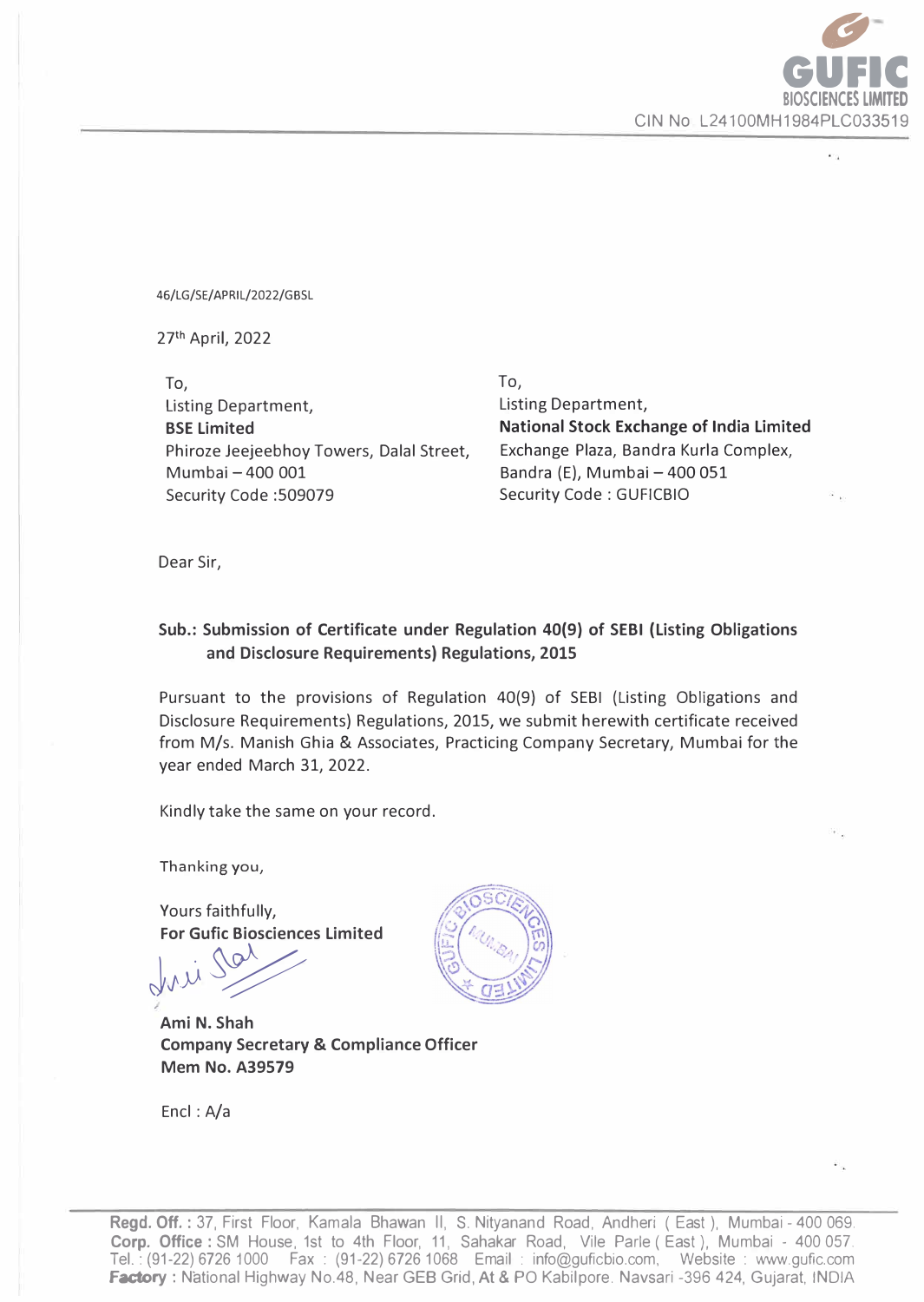GUFIC BIOSCIENCES LIMITED
CIN No L24100MH1984PLC033519

46/LG/SE/APRIL/2022/GBSL

27th April, 2022

To,
Listing Department,
**BSE Limited**
Phiroze Jeejeebhoy Towers, Dalal Street,
Mumbai – 400 001
Security Code :509079

To,
Listing Department,
**National Stock Exchange of India Limited**
Exchange Plaza, Bandra Kurla Complex,
Bandra (E), Mumbai – 400 051
Security Code : GUFICBIO

Dear Sir,

**Sub.: Submission of Certificate under Regulation 40(9) of SEBI (Listing Obligations and Disclosure Requirements) Regulations, 2015**

Pursuant to the provisions of Regulation 40(9) of SEBI (Listing Obligations and Disclosure Requirements) Regulations, 2015, we submit herewith certificate received from M/s. Manish Ghia & Associates, Practicing Company Secretary, Mumbai for the year ended March 31, 2022.

Kindly take the same on your record.

Thanking you,

Yours faithfully,
**For Gufic Biosciences Limited**

**Ami N. Shah**
**Company Secretary & Compliance Officer**
**Mem No. A39579**

Encl : A/a

**Regd. Off. :** 37, First Floor, Kamala Bhawan II, S. Nityanand Road, Andheri ( East ), Mumbai - 400 069.
**Corp. Office :** SM House, 1st to 4th Floor, 11, Sahakar Road, Vile Parle ( East ), Mumbai - 400 057.
Tel. : (91-22) 6726 1000 Fax : (91-22) 6726 1068 Email : info@guficbio.com, Website : www.gufic.com
**Factory :** National Highway No.48, Near GEB Grid, At & PO Kabilpore. Navsari -396 424, Gujarat, INDIA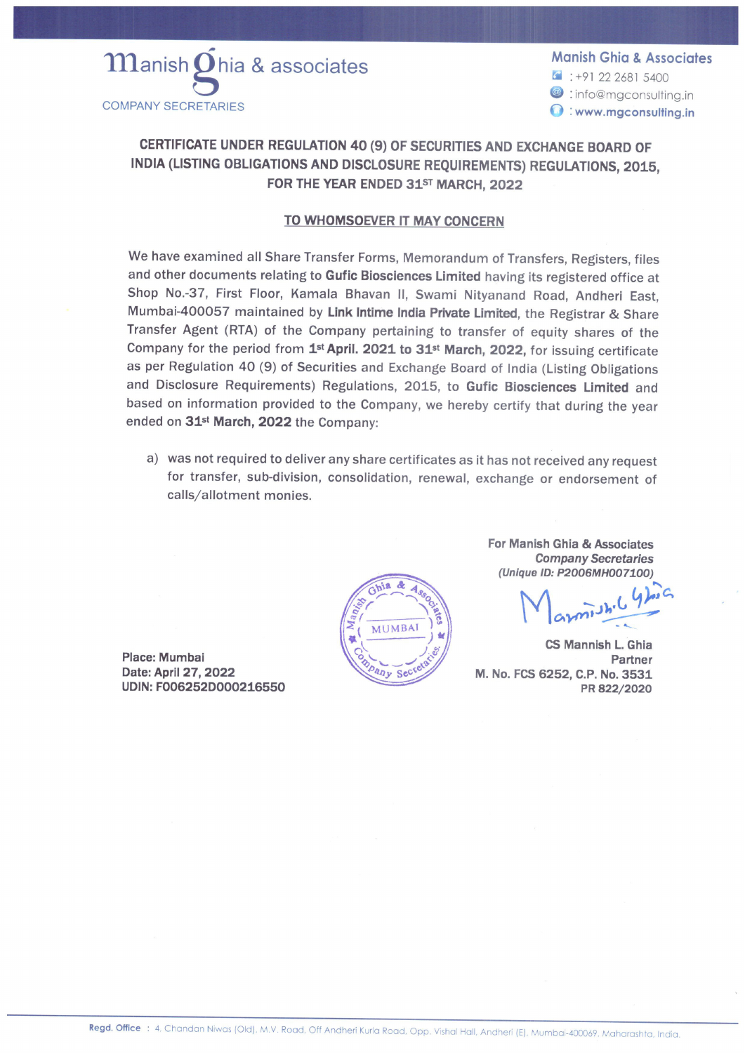Manish Ghia & associates

COMPANY SECRETARIES

**Manish Ghia & Associates**
: +91 22 2681 5400
: info@mgconsulting.in
: www.mgconsulting.in

## CERTIFICATE UNDER REGULATION 40 (9) OF SECURITIES AND EXCHANGE BOARD OF INDIA (LISTING OBLIGATIONS AND DISCLOSURE REQUIREMENTS) REGULATIONS, 2015, FOR THE YEAR ENDED 31ST MARCH, 2022

### TO WHOMSOEVER IT MAY CONCERN

We have examined all Share Transfer Forms, Memorandum of Transfers, Registers, files and other documents relating to **Gufic Biosciences Limited** having its registered office at Shop No.-37, First Floor, Kamala Bhavan II, Swami Nityanand Road, Andheri East, Mumbai-400057 maintained by **Link Intime India Private Limited**, the Registrar & Share Transfer Agent (RTA) of the Company pertaining to transfer of equity shares of the Company for the period from **1st April. 2021 to 31st March, 2022**, for issuing certificate as per Regulation 40 (9) of Securities and Exchange Board of India (Listing Obligations and Disclosure Requirements) Regulations, 2015, to **Gufic Biosciences Limited** and based on information provided to the Company, we hereby certify that during the year ended on **31st March, 2022** the Company:

a) was not required to deliver any share certificates as it has not received any request for transfer, sub-division, consolidation, renewal, exchange or endorsement of calls/allotment monies.

**For Manish Ghia & Associates**
***Company Secretaries***
***(Unique ID: P2006MH007100)***

**CS Mannish L. Ghia**
**Partner**
**M. No. FCS 6252, C.P. No. 3531**
**PR 822/2020**

**Place: Mumbai**
**Date: April 27, 2022**
**UDIN: F006252D000216550**

**Regd. Office** : 4, Chandan Niwas (Old), M.V. Road, Off Andheri Kurla Road, Opp. Vishal Hall, Andheri (E), Mumbai-400069, Maharashtra, India.